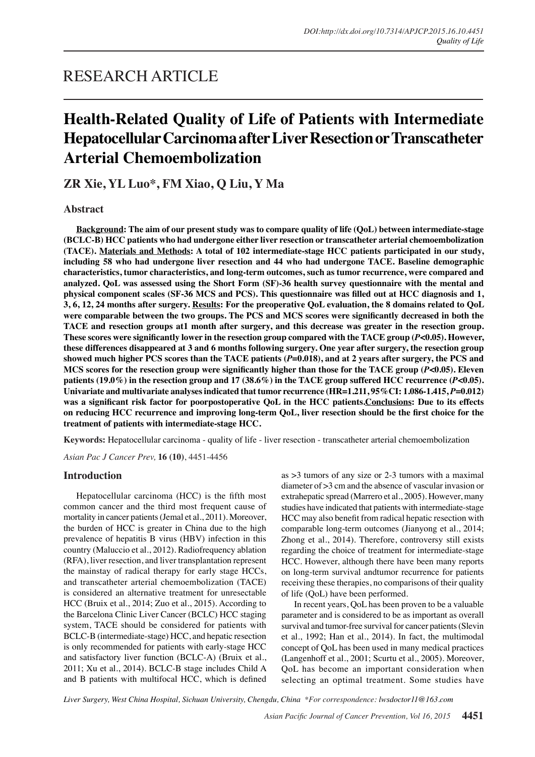RESEARCH ARTICLE

# Health-Related Quality of Life of Patients with Intermediate Hepatocellular Carcinoma after Liver Resection or Transcatheter Arterial Chemoembolization

**ZR Xie, YL Luo*, FM Xiao, Q Liu, Y Ma**

## Abstract

**Background: The aim of our present study was to compare quality of life (QoL) between intermediate-stage (BCLC-B) HCC patients who had undergone either liver resection or transcatheter arterial chemoembolization (TACE). Materials and Methods: A total of 102 intermediate-stage HCC patients participated in our study, including 58 who had undergone liver resection and 44 who had undergone TACE. Baseline demographic characteristics, tumor characteristics, and long-term outcomes, such as tumor recurrence, were compared and analyzed. QoL was assessed using the Short Form (SF)-36 health survey questionnaire with the mental and physical component scales (SF-36 MCS and PCS). This questionnaire was filled out at HCC diagnosis and 1, 3, 6, 12, 24 months after surgery. Results: For the preoperative QoL evaluation, the 8 domains related to QoL were comparable between the two groups. The PCS and MCS scores were significantly decreased in both the TACE and resection groups at1 month after surgery, and this decrease was greater in the resection group. These scores were significantly lower in the resection group compared with the TACE group (*P*<0.05). However, these differences disappeared at 3 and 6 months following surgery. One year after surgery, the resection group showed much higher PCS scores than the TACE patients (*P*=0.018), and at 2 years after surgery, the PCS and MCS scores for the resection group were significantly higher than those for the TACE group (*P*<0.05). Eleven patients (19.0%) in the resection group and 17 (38.6%) in the TACE group suffered HCC recurrence (*P*<0.05). Univariate and multivariate analyses indicated that tumor recurrence (HR=1.211, 95%CI: 1.086-1.415, *P*=0.012) was a significant risk factor for poorpostoperative QoL in the HCC patients.Conclusions: Due to its effects on reducing HCC recurrence and improving long-term QoL, liver resection should be the first choice for the treatment of patients with intermediate-stage HCC.**

**Keywords:** Hepatocellular carcinoma - quality of life - liver resection - transcatheter arterial chemoembolization

*Asian Pac J Cancer Prev,* **16 (10)**, 4451-4456

## Introduction

Hepatocellular carcinoma (HCC) is the fifth most common cancer and the third most frequent cause of mortality in cancer patients (Jemal et al., 2011). Moreover, the burden of HCC is greater in China due to the high prevalence of hepatitis B virus (HBV) infection in this country (Maluccio et al., 2012). Radiofrequency ablation (RFA), liver resection, and liver transplantation represent the mainstay of radical therapy for early stage HCCs, and transcatheter arterial chemoembolization (TACE) is considered an alternative treatment for unresectable HCC (Bruix et al., 2014; Zuo et al., 2015). According to the Barcelona Clinic Liver Cancer (BCLC) HCC staging system, TACE should be considered for patients with BCLC-B (intermediate-stage) HCC, and hepatic resection is only recommended for patients with early-stage HCC and satisfactory liver function (BCLC-A) (Bruix et al., 2011; Xu et al., 2014). BCLC-B stage includes Child A and B patients with multifocal HCC, which is defined as >3 tumors of any size or 2-3 tumors with a maximal diameter of >3 cm and the absence of vascular invasion or extrahepatic spread (Marrero et al., 2005). However, many studies have indicated that patients with intermediate-stage HCC may also benefit from radical hepatic resection with comparable long-term outcomes (Jianyong et al., 2014; Zhong et al., 2014). Therefore, controversy still exists regarding the choice of treatment for intermediate-stage HCC. However, although there have been many reports on long-term survival andtumor recurrence for patients receiving these therapies, no comparisons of their quality of life (QoL) have been performed.

In recent years, QoL has been proven to be a valuable parameter and is considered to be as important as overall survival and tumor-free survival for cancer patients (Slevin et al., 1992; Han et al., 2014). In fact, the multimodal concept of QoL has been used in many medical practices (Langenhoff et al., 2001; Scurtu et al., 2005). Moreover, QoL has become an important consideration when selecting an optimal treatment. Some studies have

*Liver Surgery, West China Hospital, Sichuan University, Chengdu, China \*For correspondence: lwsdoctor11@163.com*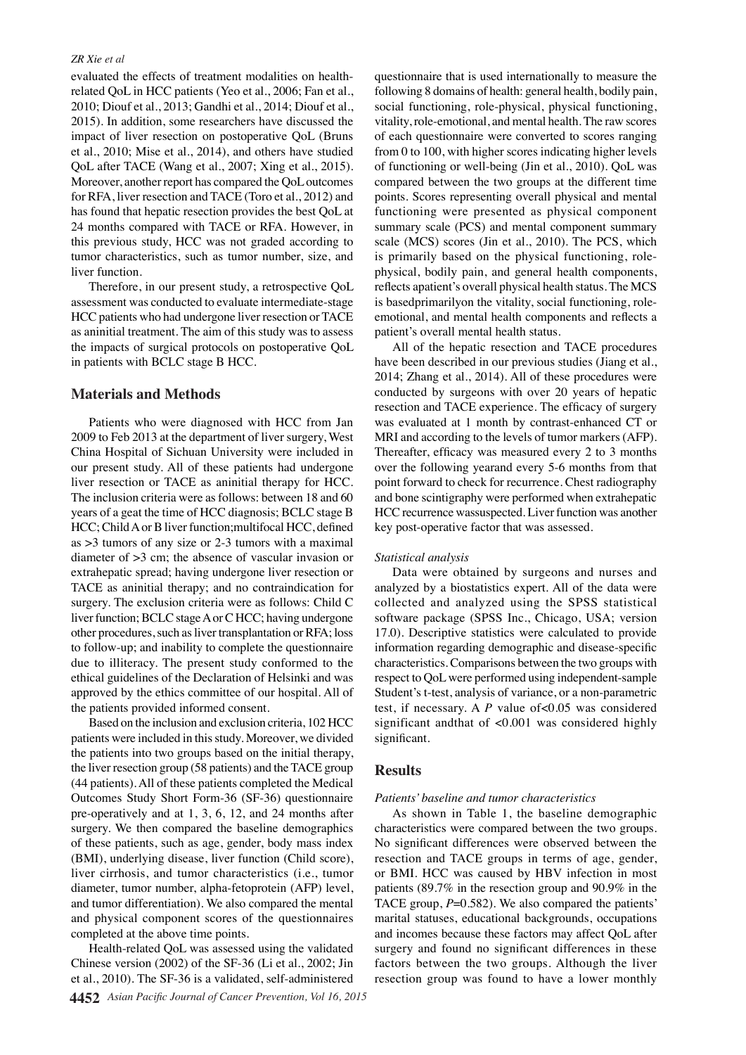evaluated the effects of treatment modalities on health-related QoL in HCC patients (Yeo et al., 2006; Fan et al., 2010; Diouf et al., 2013; Gandhi et al., 2014; Diouf et al., 2015). In addition, some researchers have discussed the impact of liver resection on postoperative QoL (Bruns et al., 2010; Mise et al., 2014), and others have studied QoL after TACE (Wang et al., 2007; Xing et al., 2015). Moreover, another report has compared the QoL outcomes for RFA, liver resection and TACE (Toro et al., 2012) and has found that hepatic resection provides the best QoL at 24 months compared with TACE or RFA. However, in this previous study, HCC was not graded according to tumor characteristics, such as tumor number, size, and liver function.

Therefore, in our present study, a retrospective QoL assessment was conducted to evaluate intermediate-stage HCC patients who had undergone liver resection or TACE as aninitial treatment. The aim of this study was to assess the impacts of surgical protocols on postoperative QoL in patients with BCLC stage B HCC.

## Materials and Methods

Patients who were diagnosed with HCC from Jan 2009 to Feb 2013 at the department of liver surgery, West China Hospital of Sichuan University were included in our present study. All of these patients had undergone liver resection or TACE as aninitial therapy for HCC. The inclusion criteria were as follows: between 18 and 60 years of a geat the time of HCC diagnosis; BCLC stage B HCC; Child A or B liver function;multifocal HCC, defined as >3 tumors of any size or 2-3 tumors with a maximal diameter of >3 cm; the absence of vascular invasion or extrahepatic spread; having undergone liver resection or TACE as aninitial therapy; and no contraindication for surgery. The exclusion criteria were as follows: Child C liver function; BCLC stage A or C HCC; having undergone other procedures, such as liver transplantation or RFA; loss to follow-up; and inability to complete the questionnaire due to illiteracy. The present study conformed to the ethical guidelines of the Declaration of Helsinki and was approved by the ethics committee of our hospital. All of the patients provided informed consent.

Based on the inclusion and exclusion criteria, 102 HCC patients were included in this study. Moreover, we divided the patients into two groups based on the initial therapy, the liver resection group (58 patients) and the TACE group (44 patients). All of these patients completed the Medical Outcomes Study Short Form-36 (SF-36) questionnaire pre-operatively and at 1, 3, 6, 12, and 24 months after surgery. We then compared the baseline demographics of these patients, such as age, gender, body mass index (BMI), underlying disease, liver function (Child score), liver cirrhosis, and tumor characteristics (i.e., tumor diameter, tumor number, alpha-fetoprotein (AFP) level, and tumor differentiation). We also compared the mental and physical component scores of the questionnaires completed at the above time points.

Health-related QoL was assessed using the validated Chinese version (2002) of the SF-36 (Li et al., 2002; Jin et al., 2010). The SF-36 is a validated, self-administered questionnaire that is used internationally to measure the following 8 domains of health: general health, bodily pain, social functioning, role-physical, physical functioning, vitality, role-emotional, and mental health. The raw scores of each questionnaire were converted to scores ranging from 0 to 100, with higher scores indicating higher levels of functioning or well-being (Jin et al., 2010). QoL was compared between the two groups at the different time points. Scores representing overall physical and mental functioning were presented as physical component summary scale (PCS) and mental component summary scale (MCS) scores (Jin et al., 2010). The PCS, which is primarily based on the physical functioning, role-physical, bodily pain, and general health components, reflects apatient's overall physical health status. The MCS is basedprimarilyon the vitality, social functioning, role-emotional, and mental health components and reflects a patient's overall mental health status.

All of the hepatic resection and TACE procedures have been described in our previous studies (Jiang et al., 2014; Zhang et al., 2014). All of these procedures were conducted by surgeons with over 20 years of hepatic resection and TACE experience. The efficacy of surgery was evaluated at 1 month by contrast-enhanced CT or MRI and according to the levels of tumor markers (AFP). Thereafter, efficacy was measured every 2 to 3 months over the following yearand every 5-6 months from that point forward to check for recurrence. Chest radiography and bone scintigraphy were performed when extrahepatic HCC recurrence wassuspected. Liver function was another key post-operative factor that was assessed.

### *Statistical analysis*

Data were obtained by surgeons and nurses and analyzed by a biostatistics expert. All of the data were collected and analyzed using the SPSS statistical software package (SPSS Inc., Chicago, USA; version 17.0). Descriptive statistics were calculated to provide information regarding demographic and disease-specific characteristics. Comparisons between the two groups with respect to QoL were performed using independent-sample Student's t-test, analysis of variance, or a non-parametric test, if necessary. A $P$ value of<0.05 was considered significant andthat of <0.001 was considered highly significant.

## Results

### *Patients' baseline and tumor characteristics*

As shown in Table 1, the baseline demographic characteristics were compared between the two groups. No significant differences were observed between the resection and TACE groups in terms of age, gender, or BMI. HCC was caused by HBV infection in most patients (89.7% in the resection group and 90.9% in the TACE group, $P$=0.582). We also compared the patients' marital statuses, educational backgrounds, occupations and incomes because these factors may affect QoL after surgery and found no significant differences in these factors between the two groups. Although the liver resection group was found to have a lower monthly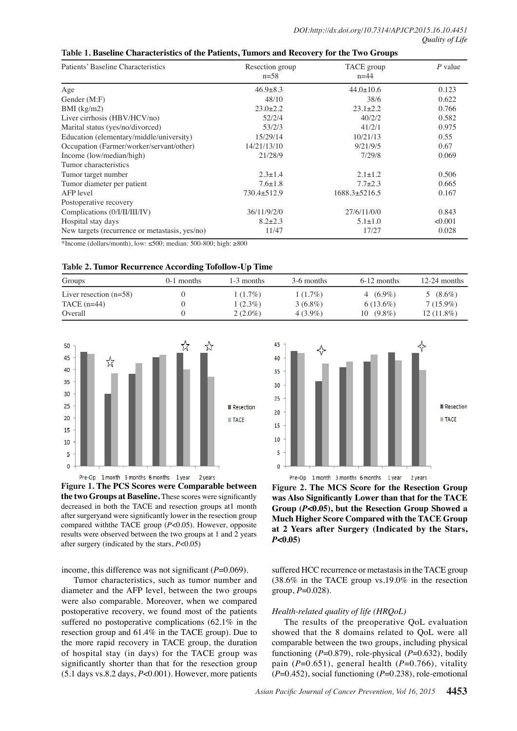**Table 1. Baseline Characteristics of the Patients, Tumors and Recovery for the Two Groups**

| Patients' Baseline Characteristics | Resection group n=58 | TACE group n=44 | *P* value |
|---|---|---|---|
| Age | 46.9±8.3 | 44.0±10.6 | 0.123 |
| Gender (M:F) | 48/10 | 38/6 | 0.622 |
| BMI (kg/m2) | 23.0±2.2 | 23.1±2.2 | 0.766 |
| Liver cirrhosis (HBV/HCV/no) | 52/2/4 | 40/2/2 | 0.582 |
| Marital status (yes/no/divorced) | 53/2/3 | 41/2/1 | 0.975 |
| Education (elementary/middle/university) | 15/29/14 | 10/21/13 | 0.55 |
| Occupation (Farmer/worker/servant/other) | 14/21/13/10 | 9/21/9/5 | 0.67 |
| Income (low/median/high) | 21/28/9 | 7/29/8 | 0.069 |
| Tumor characteristics | | | |
| Tumor target number | 2.3±1.4 | 2.1±1.2 | 0.506 |
| Tumor diameter per patient | 7.6±1.8 | 7.7±2.3 | 0.665 |
| AFP level | 730.4±512.9 | 1688.3±5216.5 | 0.167 |
| Postoperative recovery | | | |
| Complications (0/I/II/III/IV) | 36/11/9/2/0 | 27/6/11/0/0 | 0.843 |
| Hospital stay days | 8.2±2.3 | 5.1±1.0 | <0.001 |
| New targets (recurrence or metastasis, yes/no) | 11/47 | 17/27 | 0.028 |

*Income (dollars/month), low: ≤500; median: 500-800; high: ≥800

**Table 2. Tumor Recurrence According Tofollow-Up Time**

| Groups | 0-1 months | 1-3 months | 3-6 months | 6-12 months | 12-24 months |
|---|---|---|---|---|---|
| Liver resection (n=58) | 0 | 1 (1.7%) | 1 (1.7%) | 4 (6.9%) | 5 (8.6%) |
| TACE (n=44) | 0 | 1 (2.3%) | 3 (6.8%) | 6 (13.6%) | 7 (15.9%) |
| Overall | 0 | 2 (2.0%) | 4 (3.9%) | 10 (9.8%) | 12 (11.8%) |

**Figure 1. The PCS Scores were Comparable between the two Groups at Baseline.** These scores were significantly decreased in both the TACE and resection groups at1 month after surgeryand were significantly lower in the resection group compared withthe TACE group (*P*<0.05). However, opposite results were observed between the two groups at 1 and 2 years after surgery (indicated by the stars, *P*<0.05)

**Figure 2. The MCS Score for the Resection Group was Also Significantly Lower than that for the TACE Group (*P*<0.05), but the Resection Group Showed a Much Higher Score Compared with the TACE Group at 2 Years after Surgery (Indicated by the Stars, *P*<0.05)**

income, this difference was not significant (*P*=0.069).

Tumor characteristics, such as tumor number and diameter and the AFP level, between the two groups were also comparable. Moreover, when we compared postoperative recovery, we found most of the patients suffered no postoperative complications (62.1% in the resection group and 61.4% in the TACE group). Due to the more rapid recovery in TACE group, the duration of hospital stay (in days) for the TACE group was significantly shorter than that for the resection group (5.1 days vs.8.2 days, *P*<0.001). However, more patients suffered HCC recurrence or metastasis in the TACE group (38.6% in the TACE group vs.19.0% in the resection group, *P*=0.028).

*Health-related quality of life (HRQoL)*

The results of the preoperative QoL evaluation showed that the 8 domains related to QoL were all comparable between the two groups, including physical functioning (*P*=0.879), role-physical (*P*=0.632), bodily pain (*P*=0.651), general health (*P*=0.766), vitality (*P*=0.452), social functioning (*P*=0.238), role-emotional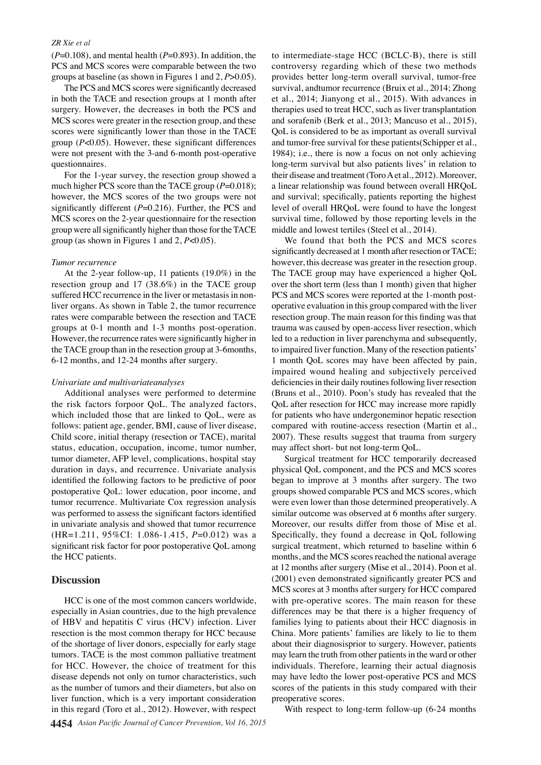($P$=0.108), and mental health ($P$=0.893). In addition, the PCS and MCS scores were comparable between the two groups at baseline (as shown in Figures 1 and 2, $P$>0.05).

The PCS and MCS scores were significantly decreased in both the TACE and resection groups at 1 month after surgery. However, the decreases in both the PCS and MCS scores were greater in the resection group, and these scores were significantly lower than those in the TACE group ($P$<0.05). However, these significant differences were not present with the 3-and 6-month post-operative questionnaires.

For the 1-year survey, the resection group showed a much higher PCS score than the TACE group ($P$=0.018); however, the MCS scores of the two groups were not significantly different ($P$=0.216). Further, the PCS and MCS scores on the 2-year questionnaire for the resection group were all significantly higher than those for the TACE group (as shown in Figures 1 and 2, $P$<0.05).

*Tumor recurrence*

At the 2-year follow-up, 11 patients (19.0%) in the resection group and 17 (38.6%) in the TACE group suffered HCC recurrence in the liver or metastasis in non-liver organs. As shown in Table 2, the tumor recurrence rates were comparable between the resection and TACE groups at 0-1 month and 1-3 months post-operation. However, the recurrence rates were significantly higher in the TACE group than in the resection group at 3-6months, 6-12 months, and 12-24 months after surgery.

*Univariate and multivariateanalyses*

Additional analyses were performed to determine the risk factors forpoor QoL. The analyzed factors, which included those that are linked to QoL, were as follows: patient age, gender, BMI, cause of liver disease, Child score, initial therapy (resection or TACE), marital status, education, occupation, income, tumor number, tumor diameter, AFP level, complications, hospital stay duration in days, and recurrence. Univariate analysis identified the following factors to be predictive of poor postoperative QoL: lower education, poor income, and tumor recurrence. Multivariate Cox regression analysis was performed to assess the significant factors identified in univariate analysis and showed that tumor recurrence (HR=1.211, 95%CI: 1.086-1.415, $P$=0.012) was a significant risk factor for poor postoperative QoL among the HCC patients.

## Discussion

HCC is one of the most common cancers worldwide, especially in Asian countries, due to the high prevalence of HBV and hepatitis C virus (HCV) infection. Liver resection is the most common therapy for HCC because of the shortage of liver donors, especially for early stage tumors. TACE is the most common palliative treatment for HCC. However, the choice of treatment for this disease depends not only on tumor characteristics, such as the number of tumors and their diameters, but also on liver function, which is a very important consideration in this regard (Toro et al., 2012). However, with respect to intermediate-stage HCC (BCLC-B), there is still controversy regarding which of these two methods provides better long-term overall survival, tumor-free survival, andtumor recurrence (Bruix et al., 2014; Zhong et al., 2014; Jianyong et al., 2015). With advances in therapies used to treat HCC, such as liver transplantation and sorafenib (Berk et al., 2013; Mancuso et al., 2015), QoL is considered to be as important as overall survival and tumor-free survival for these patients(Schipper et al., 1984); i.e., there is now a focus on not only achieving long-term survival but also patients lives' in relation to their disease and treatment (Toro A et al., 2012). Moreover, a linear relationship was found between overall HRQoL and survival; specifically, patients reporting the highest level of overall HRQoL were found to have the longest survival time, followed by those reporting levels in the middle and lowest tertiles (Steel et al., 2014).

We found that both the PCS and MCS scores significantly decreased at 1 month after resection or TACE; however, this decrease was greater in the resection group. The TACE group may have experienced a higher QoL over the short term (less than 1 month) given that higher PCS and MCS scores were reported at the 1-month post-operative evaluation in this group compared with the liver resection group. The main reason for this finding was that trauma was caused by open-access liver resection, which led to a reduction in liver parenchyma and subsequently, to impaired liver function. Many of the resection patients' 1 month QoL scores may have been affected by pain, impaired wound healing and subjectively perceived deficiencies in their daily routines following liver resection (Bruns et al., 2010). Poon's study has revealed that the QoL after resection for HCC may increase more rapidly for patients who have undergoneminor hepatic resection compared with routine-access resection (Martin et al., 2007). These results suggest that trauma from surgery may affect short- but not long-term QoL.

Surgical treatment for HCC temporarily decreased physical QoL component, and the PCS and MCS scores began to improve at 3 months after surgery. The two groups showed comparable PCS and MCS scores, which were even lower than those determined preoperatively. A similar outcome was observed at 6 months after surgery. Moreover, our results differ from those of Mise et al. Specifically, they found a decrease in QoL following surgical treatment, which returned to baseline within 6 months, and the MCS scores reached the national average at 12 months after surgery (Mise et al., 2014). Poon et al. (2001) even demonstrated significantly greater PCS and MCS scores at 3 months after surgery for HCC compared with pre-operative scores. The main reason for these differences may be that there is a higher frequency of families lying to patients about their HCC diagnosis in China. More patients' families are likely to lie to them about their diagnosisprior to surgery. However, patients may learn the truth from other patients in the ward or other individuals. Therefore, learning their actual diagnosis may have ledto the lower post-operative PCS and MCS scores of the patients in this study compared with their preoperative scores.

With respect to long-term follow-up (6-24 months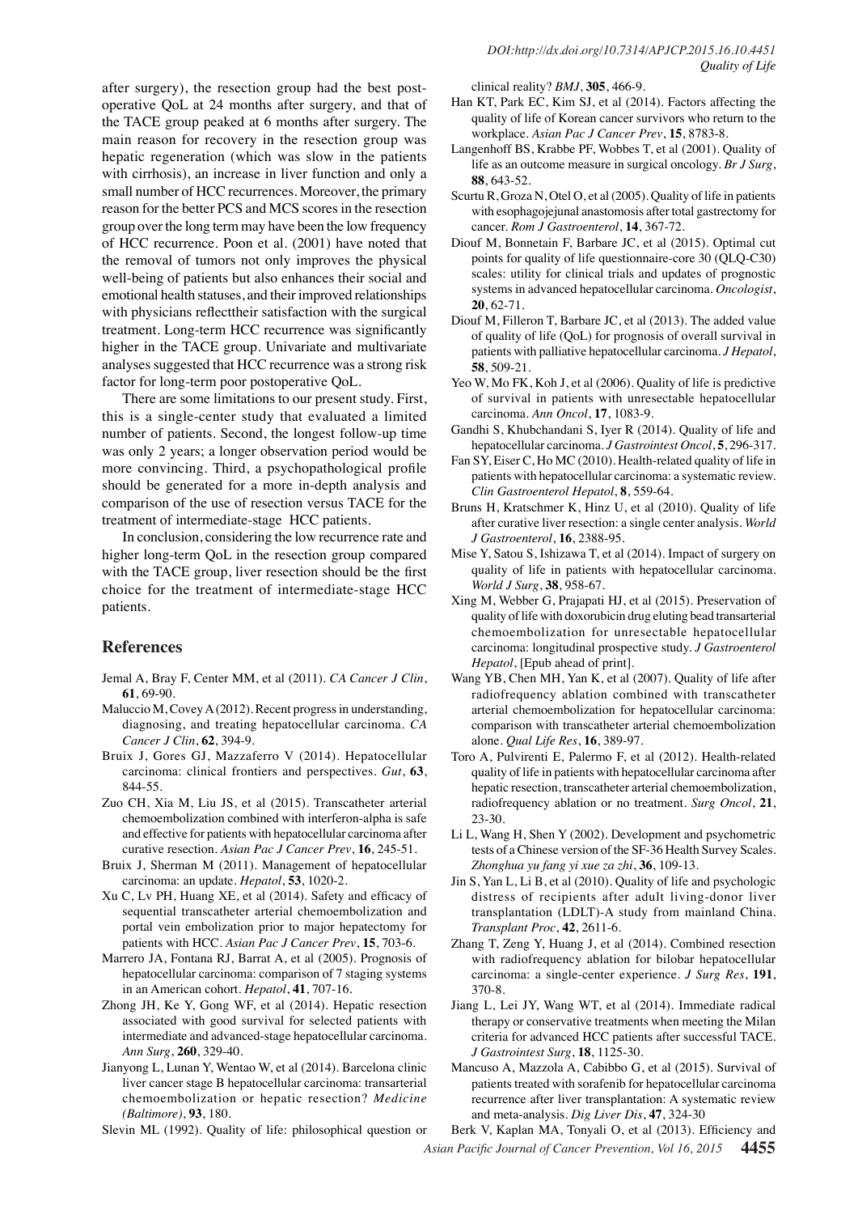after surgery), the resection group had the best postoperative QoL at 24 months after surgery, and that of the TACE group peaked at 6 months after surgery. The main reason for recovery in the resection group was hepatic regeneration (which was slow in the patients with cirrhosis), an increase in liver function and only a small number of HCC recurrences. Moreover, the primary reason for the better PCS and MCS scores in the resection group over the long term may have been the low frequency of HCC recurrence. Poon et al. (2001) have noted that the removal of tumors not only improves the physical well-being of patients but also enhances their social and emotional health statuses, and their improved relationships with physicians reflecttheir satisfaction with the surgical treatment. Long-term HCC recurrence was significantly higher in the TACE group. Univariate and multivariate analyses suggested that HCC recurrence was a strong risk factor for long-term poor postoperative QoL.

There are some limitations to our present study. First, this is a single-center study that evaluated a limited number of patients. Second, the longest follow-up time was only 2 years; a longer observation period would be more convincing. Third, a psychopathological profile should be generated for a more in-depth analysis and comparison of the use of resection versus TACE for the treatment of intermediate-stage HCC patients.

In conclusion, considering the low recurrence rate and higher long-term QoL in the resection group compared with the TACE group, liver resection should be the first choice for the treatment of intermediate-stage HCC patients.

## References

Jemal A, Bray F, Center MM, et al (2011). *CA Cancer J Clin*, **61**, 69-90.

Maluccio M, Covey A (2012). Recent progress in understanding, diagnosing, and treating hepatocellular carcinoma. *CA Cancer J Clin*, **62**, 394-9.

Bruix J, Gores GJ, Mazzaferro V (2014). Hepatocellular carcinoma: clinical frontiers and perspectives. *Gut*, **63**, 844-55.

Zuo CH, Xia M, Liu JS, et al (2015). Transcatheter arterial chemoembolization combined with interferon-alpha is safe and effective for patients with hepatocellular carcinoma after curative resection. *Asian Pac J Cancer Prev*, **16**, 245-51.

Bruix J, Sherman M (2011). Management of hepatocellular carcinoma: an update. *Hepatol*, **53**, 1020-2.

Xu C, Lv PH, Huang XE, et al (2014). Safety and efficacy of sequential transcatheter arterial chemoembolization and portal vein embolization prior to major hepatectomy for patients with HCC. *Asian Pac J Cancer Prev*, **15**, 703-6.

Marrero JA, Fontana RJ, Barrat A, et al (2005). Prognosis of hepatocellular carcinoma: comparison of 7 staging systems in an American cohort. *Hepatol*, **41**, 707-16.

Zhong JH, Ke Y, Gong WF, et al (2014). Hepatic resection associated with good survival for selected patients with intermediate and advanced-stage hepatocellular carcinoma. *Ann Surg*, **260**, 329-40.

Jianyong L, Lunan Y, Wentao W, et al (2014). Barcelona clinic liver cancer stage B hepatocellular carcinoma: transarterial chemoembolization or hepatic resection? *Medicine (Baltimore)*, **93**, 180.

Slevin ML (1992). Quality of life: philosophical question or clinical reality? *BMJ*, **305**, 466-9.

Han KT, Park EC, Kim SJ, et al (2014). Factors affecting the quality of life of Korean cancer survivors who return to the workplace. *Asian Pac J Cancer Prev*, **15**, 8783-8.

Langenhoff BS, Krabbe PF, Wobbes T, et al (2001). Quality of life as an outcome measure in surgical oncology. *Br J Surg*, **88**, 643-52.

Scurtu R, Groza N, Otel O, et al (2005). Quality of life in patients with esophagojejunal anastomosis after total gastrectomy for cancer. *Rom J Gastroenterol*, **14**, 367-72.

Diouf M, Bonnetain F, Barbare JC, et al (2015). Optimal cut points for quality of life questionnaire-core 30 (QLQ-C30) scales: utility for clinical trials and updates of prognostic systems in advanced hepatocellular carcinoma. *Oncologist*, **20**, 62-71.

Diouf M, Filleron T, Barbare JC, et al (2013). The added value of quality of life (QoL) for prognosis of overall survival in patients with palliative hepatocellular carcinoma. *J Hepatol*, **58**, 509-21.

Yeo W, Mo FK, Koh J, et al (2006). Quality of life is predictive of survival in patients with unresectable hepatocellular carcinoma. *Ann Oncol*, **17**, 1083-9.

Gandhi S, Khubchandani S, Iyer R (2014). Quality of life and hepatocellular carcinoma. *J Gastrointest Oncol*, **5**, 296-317.

Fan SY, Eiser C, Ho MC (2010). Health-related quality of life in patients with hepatocellular carcinoma: a systematic review. *Clin Gastroenterol Hepatol*, **8**, 559-64.

Bruns H, Kratschmer K, Hinz U, et al (2010). Quality of life after curative liver resection: a single center analysis. *World J Gastroenterol*, **16**, 2388-95.

Mise Y, Satou S, Ishizawa T, et al (2014). Impact of surgery on quality of life in patients with hepatocellular carcinoma. *World J Surg*, **38**, 958-67.

Xing M, Webber G, Prajapati HJ, et al (2015). Preservation of quality of life with doxorubicin drug eluting bead transarterial chemoembolization for unresectable hepatocellular carcinoma: longitudinal prospective study. *J Gastroenterol Hepatol*, [Epub ahead of print].

Wang YB, Chen MH, Yan K, et al (2007). Quality of life after radiofrequency ablation combined with transcatheter arterial chemoembolization for hepatocellular carcinoma: comparison with transcatheter arterial chemoembolization alone. *Qual Life Res*, **16**, 389-97.

Toro A, Pulvirenti E, Palermo F, et al (2012). Health-related quality of life in patients with hepatocellular carcinoma after hepatic resection, transcatheter arterial chemoembolization, radiofrequency ablation or no treatment. *Surg Oncol*, **21**, 23-30.

Li L, Wang H, Shen Y (2002). Development and psychometric tests of a Chinese version of the SF-36 Health Survey Scales. *Zhonghua yu fang yi xue za zhi*, **36**, 109-13.

Jin S, Yan L, Li B, et al (2010). Quality of life and psychologic distress of recipients after adult living-donor liver transplantation (LDLT)-A study from mainland China. *Transplant Proc*, **42**, 2611-6.

Zhang T, Zeng Y, Huang J, et al (2014). Combined resection with radiofrequency ablation for bilobar hepatocellular carcinoma: a single-center experience. *J Surg Res*, **191**, 370-8.

Jiang L, Lei JY, Wang WT, et al (2014). Immediate radical therapy or conservative treatments when meeting the Milan criteria for advanced HCC patients after successful TACE. *J Gastrointest Surg*, **18**, 1125-30.

Mancuso A, Mazzola A, Cabibbo G, et al (2015). Survival of patients treated with sorafenib for hepatocellular carcinoma recurrence after liver transplantation: A systematic review and meta-analysis. *Dig Liver Dis*, **47**, 324-30

Berk V, Kaplan MA, Tonyali O, et al (2013). Efficiency and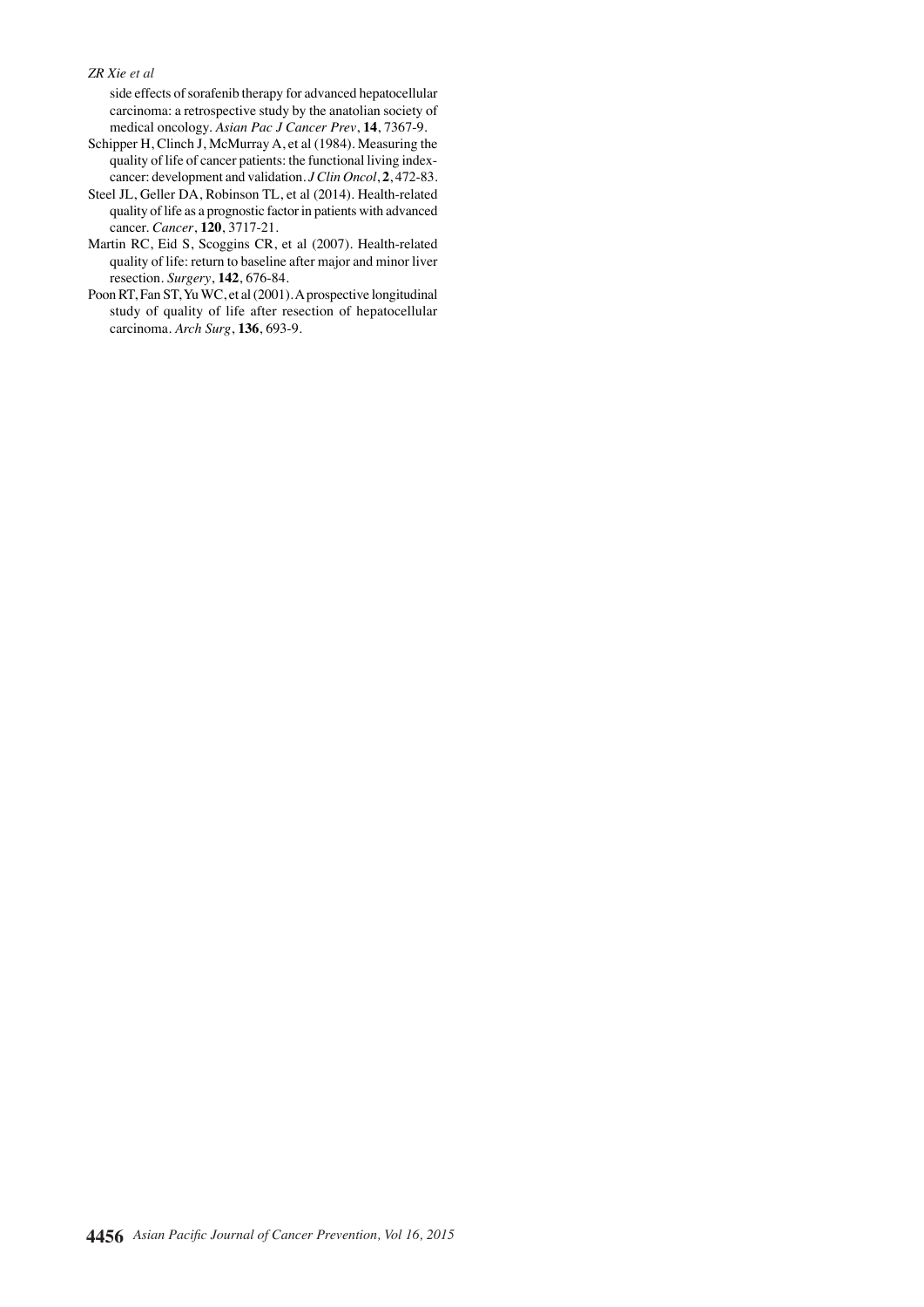side effects of sorafenib therapy for advanced hepatocellular carcinoma: a retrospective study by the anatolian society of medical oncology. *Asian Pac J Cancer Prev*, **14**, 7367-9.

Schipper H, Clinch J, McMurray A, et al (1984). Measuring the quality of life of cancer patients: the functional living index-cancer: development and validation. *J Clin Oncol*, **2**, 472-83.

Steel JL, Geller DA, Robinson TL, et al (2014). Health-related quality of life as a prognostic factor in patients with advanced cancer. *Cancer*, **120**, 3717-21.

Martin RC, Eid S, Scoggins CR, et al (2007). Health-related quality of life: return to baseline after major and minor liver resection. *Surgery*, **142**, 676-84.

Poon RT, Fan ST, Yu WC, et al (2001). A prospective longitudinal study of quality of life after resection of hepatocellular carcinoma. *Arch Surg*, **136**, 693-9.